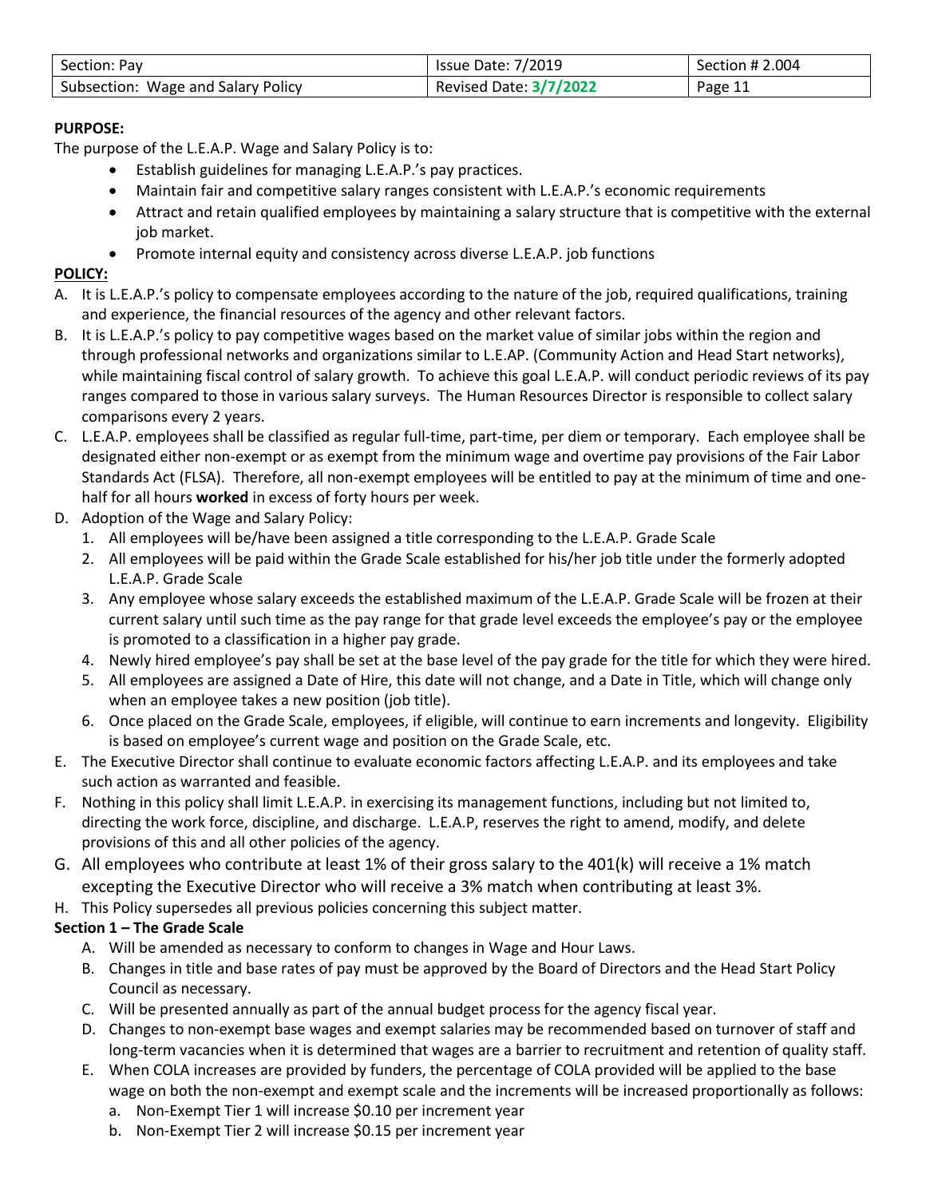| Section: Pay | Issue Date: 7/2019 | Section # 2.004 |
| --- | --- | --- |
| Subsection: Wage and Salary Policy | Revised Date: **3/7/2022** | Page 11 |

**PURPOSE:**

The purpose of the L.E.A.P. Wage and Salary Policy is to:

- Establish guidelines for managing L.E.A.P.'s pay practices.
- Maintain fair and competitive salary ranges consistent with L.E.A.P.'s economic requirements
- Attract and retain qualified employees by maintaining a salary structure that is competitive with the external job market.
- Promote internal equity and consistency across diverse L.E.A.P. job functions

**POLICY:**

A. It is L.E.A.P.'s policy to compensate employees according to the nature of the job, required qualifications, training and experience, the financial resources of the agency and other relevant factors.

B. It is L.E.A.P.'s policy to pay competitive wages based on the market value of similar jobs within the region and through professional networks and organizations similar to L.E.AP. (Community Action and Head Start networks), while maintaining fiscal control of salary growth. To achieve this goal L.E.A.P. will conduct periodic reviews of its pay ranges compared to those in various salary surveys. The Human Resources Director is responsible to collect salary comparisons every 2 years.

C. L.E.A.P. employees shall be classified as regular full-time, part-time, per diem or temporary. Each employee shall be designated either non-exempt or as exempt from the minimum wage and overtime pay provisions of the Fair Labor Standards Act (FLSA). Therefore, all non-exempt employees will be entitled to pay at the minimum of time and one-half for all hours **worked** in excess of forty hours per week.

D. Adoption of the Wage and Salary Policy:
   1. All employees will be/have been assigned a title corresponding to the L.E.A.P. Grade Scale
   2. All employees will be paid within the Grade Scale established for his/her job title under the formerly adopted L.E.A.P. Grade Scale
   3. Any employee whose salary exceeds the established maximum of the L.E.A.P. Grade Scale will be frozen at their current salary until such time as the pay range for that grade level exceeds the employee's pay or the employee is promoted to a classification in a higher pay grade.
   4. Newly hired employee's pay shall be set at the base level of the pay grade for the title for which they were hired.
   5. All employees are assigned a Date of Hire, this date will not change, and a Date in Title, which will change only when an employee takes a new position (job title).
   6. Once placed on the Grade Scale, employees, if eligible, will continue to earn increments and longevity. Eligibility is based on employee's current wage and position on the Grade Scale, etc.

E. The Executive Director shall continue to evaluate economic factors affecting L.E.A.P. and its employees and take such action as warranted and feasible.

F. Nothing in this policy shall limit L.E.A.P. in exercising its management functions, including but not limited to, directing the work force, discipline, and discharge. L.E.A.P, reserves the right to amend, modify, and delete provisions of this and all other policies of the agency.

G. All employees who contribute at least 1% of their gross salary to the 401(k) will receive a 1% match excepting the Executive Director who will receive a 3% match when contributing at least 3%.

H. This Policy supersedes all previous policies concerning this subject matter.

**Section 1 – The Grade Scale**

A. Will be amended as necessary to conform to changes in Wage and Hour Laws.

B. Changes in title and base rates of pay must be approved by the Board of Directors and the Head Start Policy Council as necessary.

C. Will be presented annually as part of the annual budget process for the agency fiscal year.

D. Changes to non-exempt base wages and exempt salaries may be recommended based on turnover of staff and long-term vacancies when it is determined that wages are a barrier to recruitment and retention of quality staff.

E. When COLA increases are provided by funders, the percentage of COLA provided will be applied to the base wage on both the non-exempt and exempt scale and the increments will be increased proportionally as follows:
   a. Non-Exempt Tier 1 will increase \$0.10 per increment year
   b. Non-Exempt Tier 2 will increase \$0.15 per increment year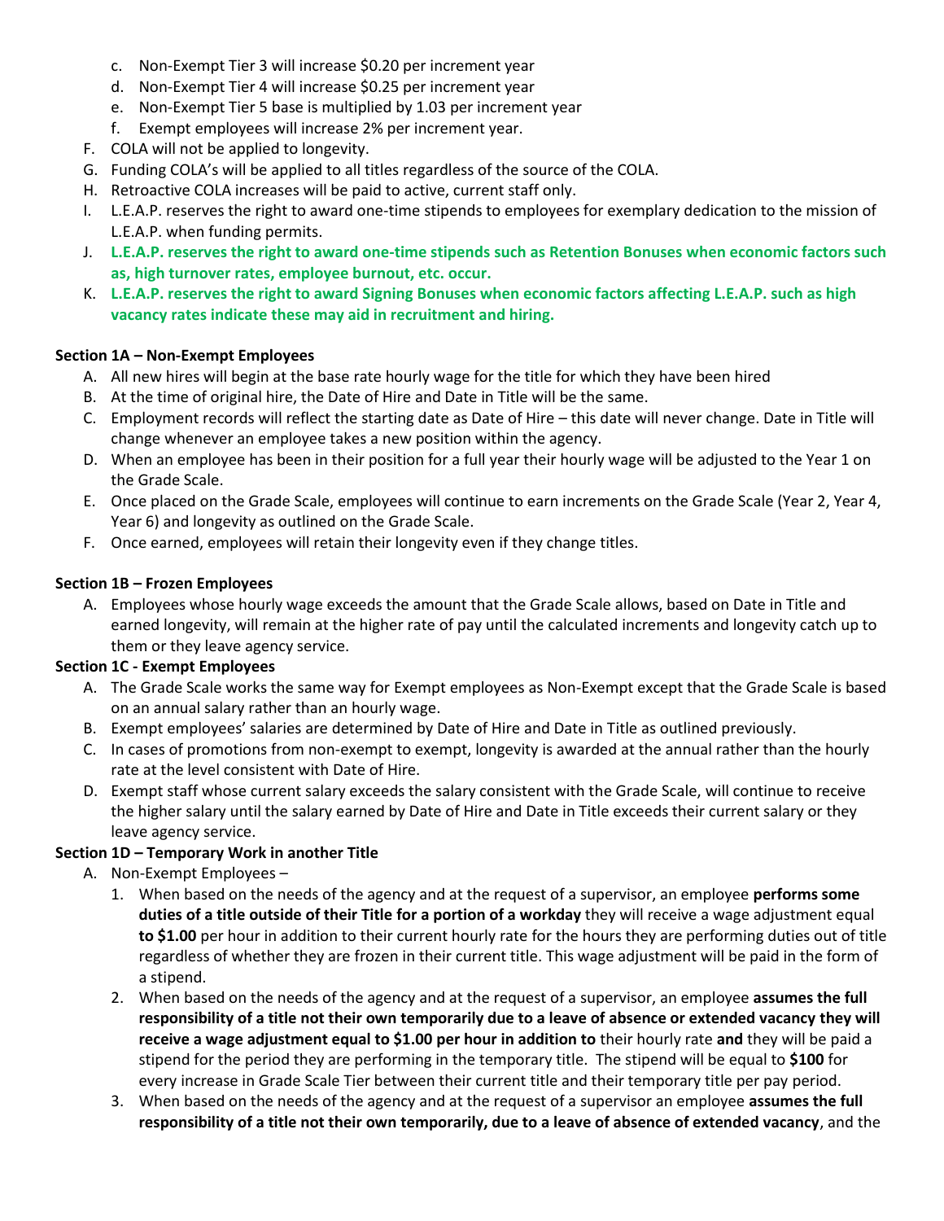c. Non-Exempt Tier 3 will increase $0.20 per increment year
d. Non-Exempt Tier 4 will increase $0.25 per increment year
e. Non-Exempt Tier 5 base is multiplied by 1.03 per increment year
f. Exempt employees will increase 2% per increment year.

F. COLA will not be applied to longevity.
G. Funding COLA's will be applied to all titles regardless of the source of the COLA.
H. Retroactive COLA increases will be paid to active, current staff only.
I. L.E.A.P. reserves the right to award one-time stipends to employees for exemplary dedication to the mission of L.E.A.P. when funding permits.
J. **L.E.A.P. reserves the right to award one-time stipends such as Retention Bonuses when economic factors such as, high turnover rates, employee burnout, etc. occur.**
K. **L.E.A.P. reserves the right to award Signing Bonuses when economic factors affecting L.E.A.P. such as high vacancy rates indicate these may aid in recruitment and hiring.**

**Section 1A – Non-Exempt Employees**

A. All new hires will begin at the base rate hourly wage for the title for which they have been hired
B. At the time of original hire, the Date of Hire and Date in Title will be the same.
C. Employment records will reflect the starting date as Date of Hire – this date will never change. Date in Title will change whenever an employee takes a new position within the agency.
D. When an employee has been in their position for a full year their hourly wage will be adjusted to the Year 1 on the Grade Scale.
E. Once placed on the Grade Scale, employees will continue to earn increments on the Grade Scale (Year 2, Year 4, Year 6) and longevity as outlined on the Grade Scale.
F. Once earned, employees will retain their longevity even if they change titles.

**Section 1B – Frozen Employees**

A. Employees whose hourly wage exceeds the amount that the Grade Scale allows, based on Date in Title and earned longevity, will remain at the higher rate of pay until the calculated increments and longevity catch up to them or they leave agency service.

**Section 1C - Exempt Employees**

A. The Grade Scale works the same way for Exempt employees as Non-Exempt except that the Grade Scale is based on an annual salary rather than an hourly wage.
B. Exempt employees' salaries are determined by Date of Hire and Date in Title as outlined previously.
C. In cases of promotions from non-exempt to exempt, longevity is awarded at the annual rather than the hourly rate at the level consistent with Date of Hire.
D. Exempt staff whose current salary exceeds the salary consistent with the Grade Scale, will continue to receive the higher salary until the salary earned by Date of Hire and Date in Title exceeds their current salary or they leave agency service.

**Section 1D – Temporary Work in another Title**

A. Non-Exempt Employees –
   1. When based on the needs of the agency and at the request of a supervisor, an employee **performs some duties of a title outside of their Title for a portion of a workday** they will receive a wage adjustment equal **to $1.00** per hour in addition to their current hourly rate for the hours they are performing duties out of title regardless of whether they are frozen in their current title. This wage adjustment will be paid in the form of a stipend.
   2. When based on the needs of the agency and at the request of a supervisor, an employee **assumes the full responsibility of a title not their own temporarily due to a leave of absence or extended vacancy they will receive a wage adjustment equal to $1.00 per hour in addition to** their hourly rate **and** they will be paid a stipend for the period they are performing in the temporary title. The stipend will be equal to **$100** for every increase in Grade Scale Tier between their current title and their temporary title per pay period.
   3. When based on the needs of the agency and at the request of a supervisor an employee **assumes the full responsibility of a title not their own temporarily, due to a leave of absence of extended vacancy**, and the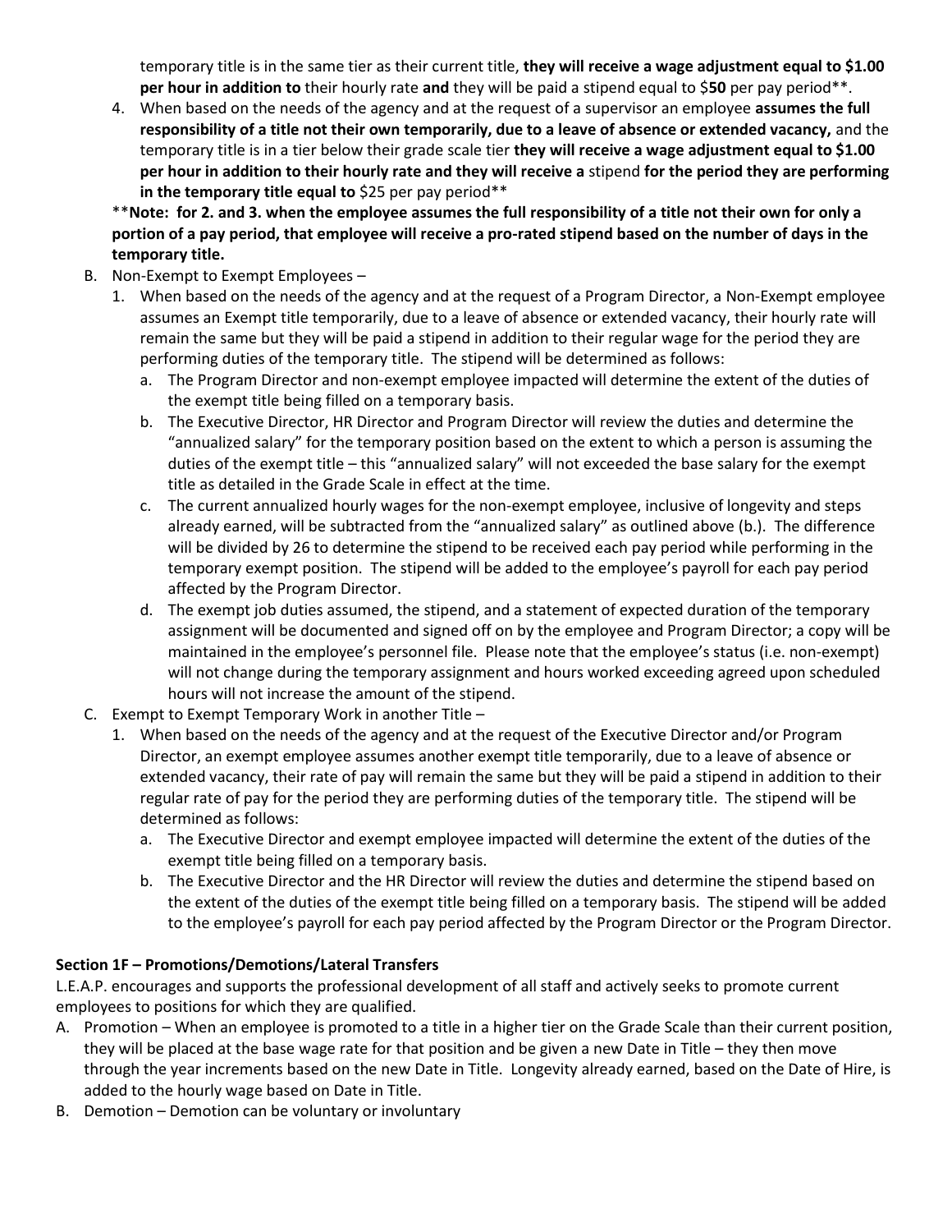temporary title is in the same tier as their current title, **they will receive a wage adjustment equal to $1.00 per hour in addition to** their hourly rate **and** they will be paid a stipend equal to $**50** per pay period**.

4. When based on the needs of the agency and at the request of a supervisor an employee **assumes the full responsibility of a title not their own temporarily, due to a leave of absence or extended vacancy,** and the temporary title is in a tier below their grade scale tier **they will receive a wage adjustment equal to $1.00 per hour in addition to their hourly rate and they will receive a** stipend **for the period they are performing in the temporary title equal to** $25 per pay period**

**Note: for 2. and 3. when the employee assumes the full responsibility of a title not their own for only a portion of a pay period, that employee will receive a pro-rated stipend based on the number of days in the temporary title.**

B. Non-Exempt to Exempt Employees –
   1. When based on the needs of the agency and at the request of a Program Director, a Non-Exempt employee assumes an Exempt title temporarily, due to a leave of absence or extended vacancy, their hourly rate will remain the same but they will be paid a stipend in addition to their regular wage for the period they are performing duties of the temporary title. The stipend will be determined as follows:
      a. The Program Director and non-exempt employee impacted will determine the extent of the duties of the exempt title being filled on a temporary basis.
      b. The Executive Director, HR Director and Program Director will review the duties and determine the "annualized salary" for the temporary position based on the extent to which a person is assuming the duties of the exempt title – this "annualized salary" will not exceeded the base salary for the exempt title as detailed in the Grade Scale in effect at the time.
      c. The current annualized hourly wages for the non-exempt employee, inclusive of longevity and steps already earned, will be subtracted from the "annualized salary" as outlined above (b.). The difference will be divided by 26 to determine the stipend to be received each pay period while performing in the temporary exempt position. The stipend will be added to the employee's payroll for each pay period affected by the Program Director.
      d. The exempt job duties assumed, the stipend, and a statement of expected duration of the temporary assignment will be documented and signed off on by the employee and Program Director; a copy will be maintained in the employee's personnel file. Please note that the employee's status (i.e. non-exempt) will not change during the temporary assignment and hours worked exceeding agreed upon scheduled hours will not increase the amount of the stipend.

C. Exempt to Exempt Temporary Work in another Title –
   1. When based on the needs of the agency and at the request of the Executive Director and/or Program Director, an exempt employee assumes another exempt title temporarily, due to a leave of absence or extended vacancy, their rate of pay will remain the same but they will be paid a stipend in addition to their regular rate of pay for the period they are performing duties of the temporary title. The stipend will be determined as follows:
      a. The Executive Director and exempt employee impacted will determine the extent of the duties of the exempt title being filled on a temporary basis.
      b. The Executive Director and the HR Director will review the duties and determine the stipend based on the extent of the duties of the exempt title being filled on a temporary basis. The stipend will be added to the employee's payroll for each pay period affected by the Program Director or the Program Director.

**Section 1F – Promotions/Demotions/Lateral Transfers**

L.E.A.P. encourages and supports the professional development of all staff and actively seeks to promote current employees to positions for which they are qualified.

A. Promotion – When an employee is promoted to a title in a higher tier on the Grade Scale than their current position, they will be placed at the base wage rate for that position and be given a new Date in Title – they then move through the year increments based on the new Date in Title. Longevity already earned, based on the Date of Hire, is added to the hourly wage based on Date in Title.

B. Demotion – Demotion can be voluntary or involuntary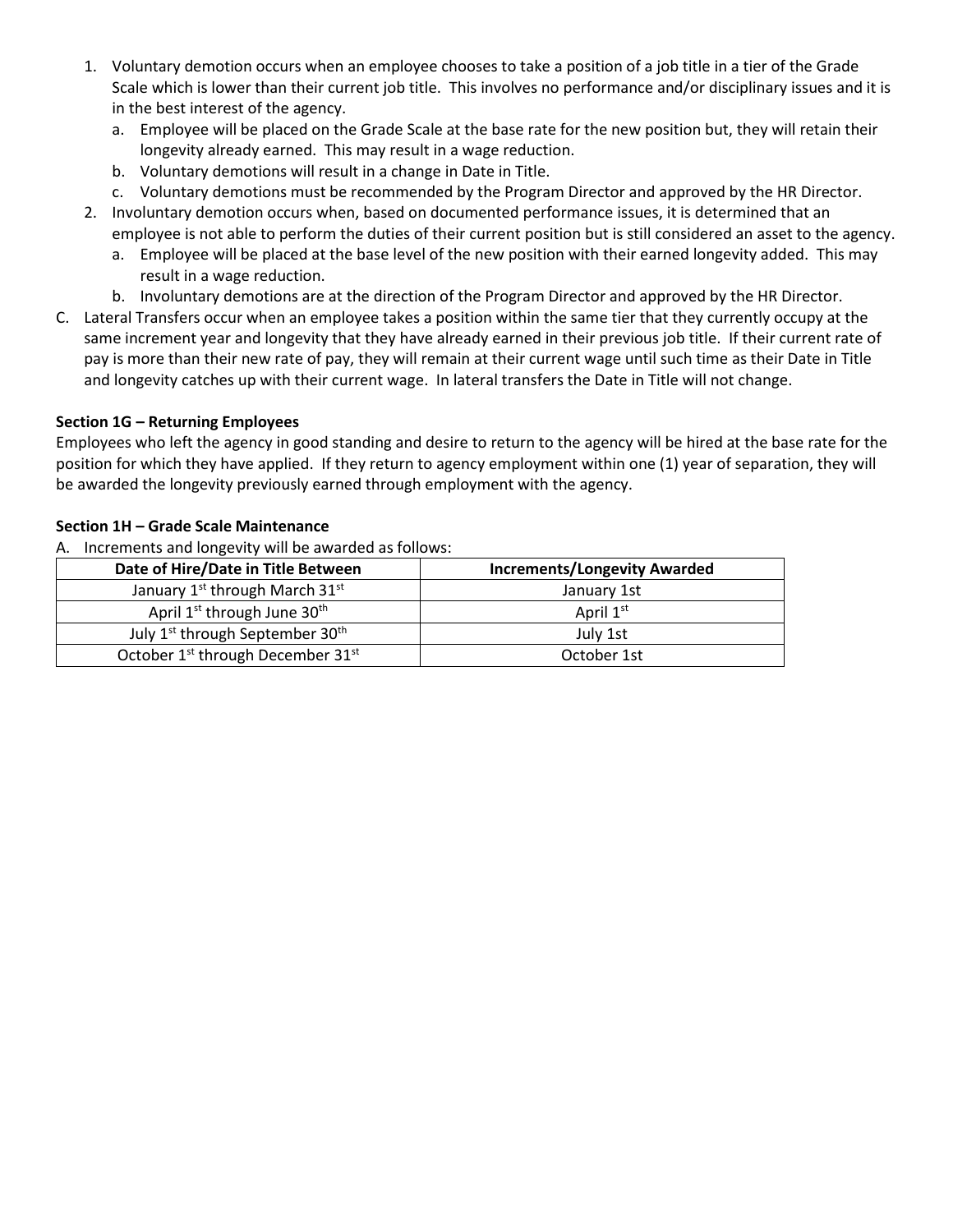1. Voluntary demotion occurs when an employee chooses to take a position of a job title in a tier of the Grade Scale which is lower than their current job title. This involves no performance and/or disciplinary issues and it is in the best interest of the agency.
   a. Employee will be placed on the Grade Scale at the base rate for the new position but, they will retain their longevity already earned. This may result in a wage reduction.
   b. Voluntary demotions will result in a change in Date in Title.
   c. Voluntary demotions must be recommended by the Program Director and approved by the HR Director.
2. Involuntary demotion occurs when, based on documented performance issues, it is determined that an employee is not able to perform the duties of their current position but is still considered an asset to the agency.
   a. Employee will be placed at the base level of the new position with their earned longevity added. This may result in a wage reduction.
   b. Involuntary demotions are at the direction of the Program Director and approved by the HR Director.

C. Lateral Transfers occur when an employee takes a position within the same tier that they currently occupy at the same increment year and longevity that they have already earned in their previous job title. If their current rate of pay is more than their new rate of pay, they will remain at their current wage until such time as their Date in Title and longevity catches up with their current wage. In lateral transfers the Date in Title will not change.

**Section 1G – Returning Employees**

Employees who left the agency in good standing and desire to return to the agency will be hired at the base rate for the position for which they have applied. If they return to agency employment within one (1) year of separation, they will be awarded the longevity previously earned through employment with the agency.

**Section 1H – Grade Scale Maintenance**

A. Increments and longevity will be awarded as follows:

| Date of Hire/Date in Title Between | Increments/Longevity Awarded |
|---|---|
| January 1st through March 31st | January 1st |
| April 1st through June 30th | April 1st |
| July 1st through September 30th | July 1st |
| October 1st through December 31st | October 1st |